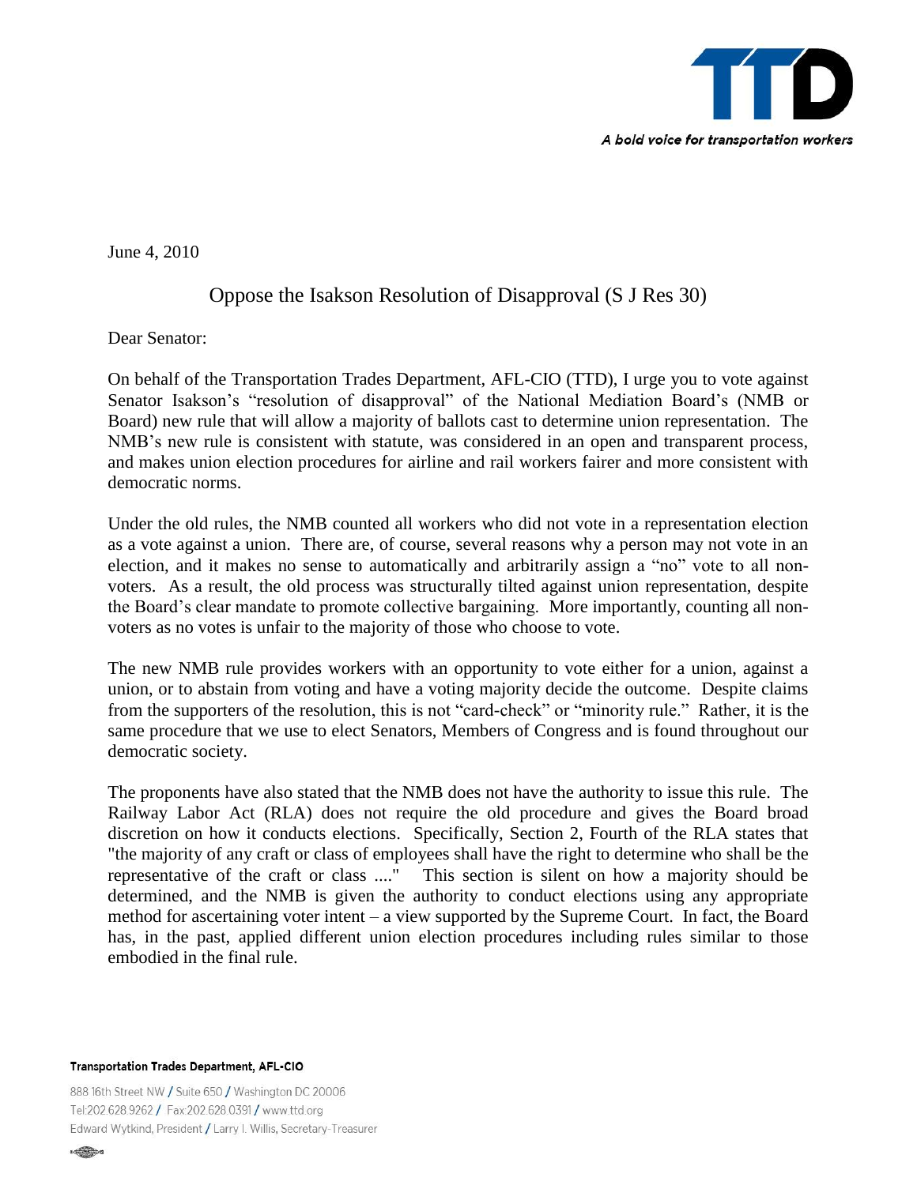TTD

*A bold voice for transportation workers*

June 4, 2010

## Oppose the Isakson Resolution of Disapproval (S J Res 30)

Dear Senator:

On behalf of the Transportation Trades Department, AFL-CIO (TTD), I urge you to vote against Senator Isakson's "resolution of disapproval" of the National Mediation Board's (NMB or Board) new rule that will allow a majority of ballots cast to determine union representation. The NMB's new rule is consistent with statute, was considered in an open and transparent process, and makes union election procedures for airline and rail workers fairer and more consistent with democratic norms.

Under the old rules, the NMB counted all workers who did not vote in a representation election as a vote against a union. There are, of course, several reasons why a person may not vote in an election, and it makes no sense to automatically and arbitrarily assign a "no" vote to all non-voters. As a result, the old process was structurally tilted against union representation, despite the Board's clear mandate to promote collective bargaining. More importantly, counting all non-voters as no votes is unfair to the majority of those who choose to vote.

The new NMB rule provides workers with an opportunity to vote either for a union, against a union, or to abstain from voting and have a voting majority decide the outcome. Despite claims from the supporters of the resolution, this is not "card-check" or "minority rule." Rather, it is the same procedure that we use to elect Senators, Members of Congress and is found throughout our democratic society.

The proponents have also stated that the NMB does not have the authority to issue this rule. The Railway Labor Act (RLA) does not require the old procedure and gives the Board broad discretion on how it conducts elections. Specifically, Section 2, Fourth of the RLA states that "the majority of any craft or class of employees shall have the right to determine who shall be the representative of the craft or class ...." This section is silent on how a majority should be determined, and the NMB is given the authority to conduct elections using any appropriate method for ascertaining voter intent – a view supported by the Supreme Court. In fact, the Board has, in the past, applied different union election procedures including rules similar to those embodied in the final rule.

**Transportation Trades Department, AFL-CIO**

888 16th Street NW / Suite 650 / Washington DC 20006
Tel:202.628.9262 / Fax:202.628.0391 / www.ttd.org
Edward Wytkind, President / Larry I. Willis, Secretary-Treasurer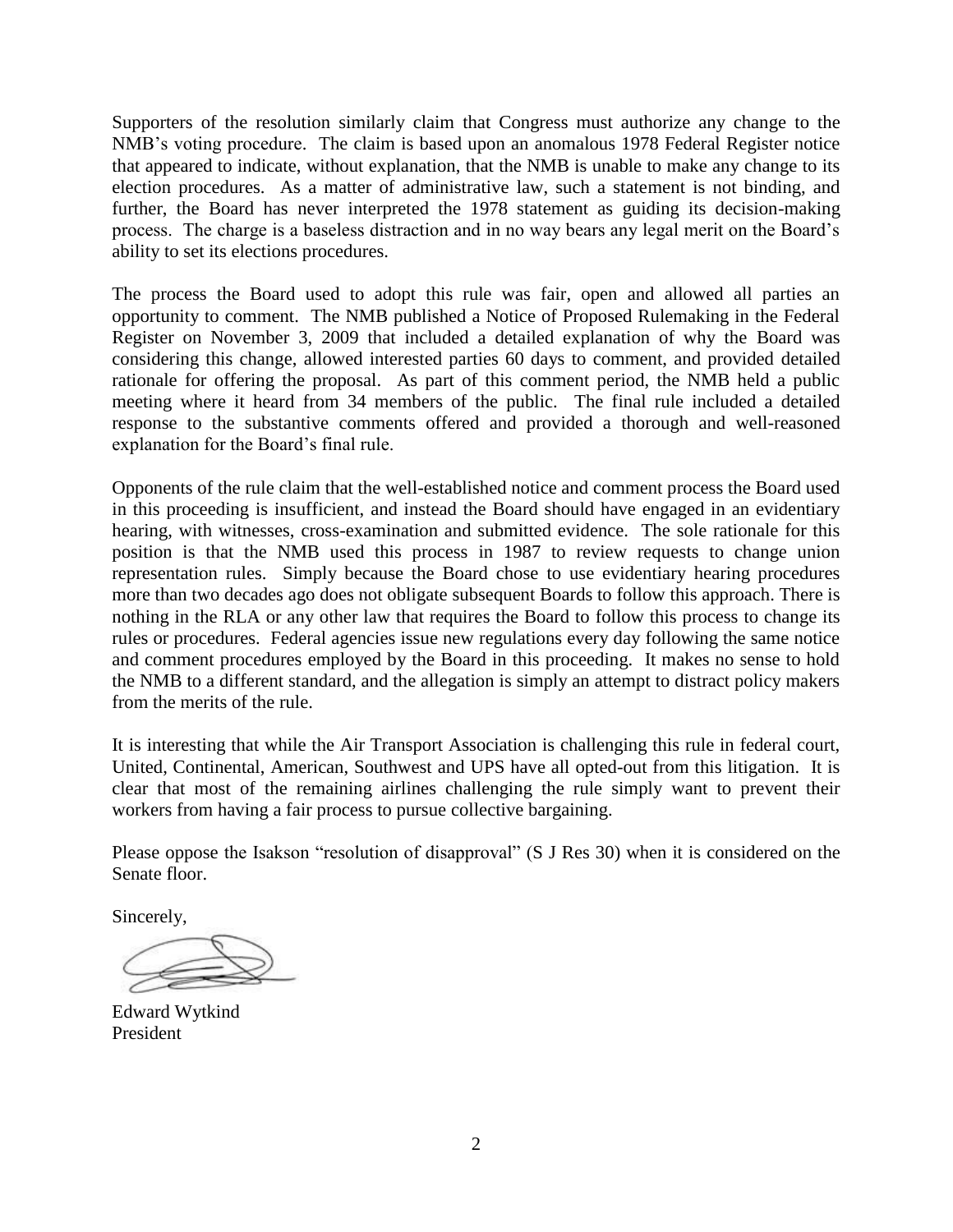Supporters of the resolution similarly claim that Congress must authorize any change to the NMB's voting procedure. The claim is based upon an anomalous 1978 Federal Register notice that appeared to indicate, without explanation, that the NMB is unable to make any change to its election procedures. As a matter of administrative law, such a statement is not binding, and further, the Board has never interpreted the 1978 statement as guiding its decision-making process. The charge is a baseless distraction and in no way bears any legal merit on the Board's ability to set its elections procedures.

The process the Board used to adopt this rule was fair, open and allowed all parties an opportunity to comment. The NMB published a Notice of Proposed Rulemaking in the Federal Register on November 3, 2009 that included a detailed explanation of why the Board was considering this change, allowed interested parties 60 days to comment, and provided detailed rationale for offering the proposal. As part of this comment period, the NMB held a public meeting where it heard from 34 members of the public. The final rule included a detailed response to the substantive comments offered and provided a thorough and well-reasoned explanation for the Board's final rule.

Opponents of the rule claim that the well-established notice and comment process the Board used in this proceeding is insufficient, and instead the Board should have engaged in an evidentiary hearing, with witnesses, cross-examination and submitted evidence. The sole rationale for this position is that the NMB used this process in 1987 to review requests to change union representation rules. Simply because the Board chose to use evidentiary hearing procedures more than two decades ago does not obligate subsequent Boards to follow this approach. There is nothing in the RLA or any other law that requires the Board to follow this process to change its rules or procedures. Federal agencies issue new regulations every day following the same notice and comment procedures employed by the Board in this proceeding. It makes no sense to hold the NMB to a different standard, and the allegation is simply an attempt to distract policy makers from the merits of the rule.

It is interesting that while the Air Transport Association is challenging this rule in federal court, United, Continental, American, Southwest and UPS have all opted-out from this litigation. It is clear that most of the remaining airlines challenging the rule simply want to prevent their workers from having a fair process to pursue collective bargaining.

Please oppose the Isakson "resolution of disapproval" (S J Res 30) when it is considered on the Senate floor.

Sincerely,

Edward Wytkind
President